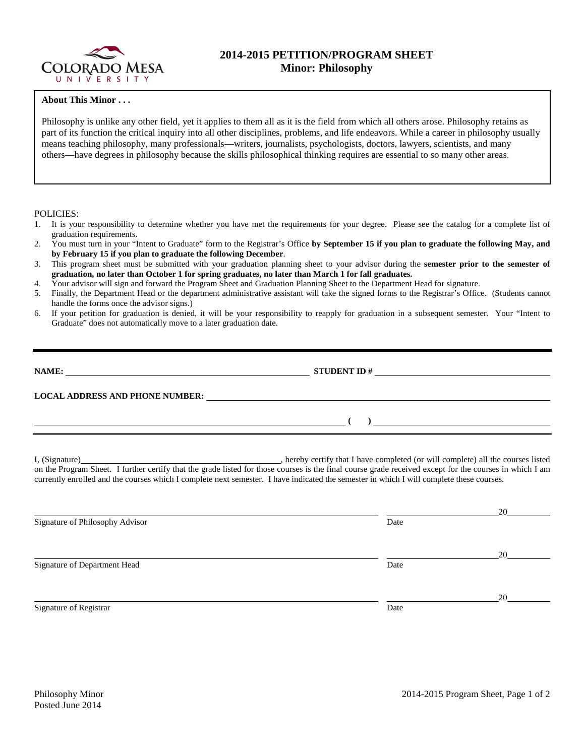# 2014-2015 PETITION/PROGRAM SHEET
## Minor: Philosophy

**About This Minor . . .**

Philosophy is unlike any other field, yet it applies to them all as it is the field from which all others arose. Philosophy retains as part of its function the critical inquiry into all other disciplines, problems, and life endeavors. While a career in philosophy usually means teaching philosophy, many professionals—writers, journalists, psychologists, doctors, lawyers, scientists, and many others—have degrees in philosophy because the skills philosophical thinking requires are essential to so many other areas.

POLICIES:

1. It is your responsibility to determine whether you have met the requirements for your degree. Please see the catalog for a complete list of graduation requirements.
2. You must turn in your "Intent to Graduate" form to the Registrar's Office **by September 15 if you plan to graduate the following May, and by February 15 if you plan to graduate the following December**.
3. This program sheet must be submitted with your graduation planning sheet to your advisor during the **semester prior to the semester of graduation, no later than October 1 for spring graduates, no later than March 1 for fall graduates.**
4. Your advisor will sign and forward the Program Sheet and Graduation Planning Sheet to the Department Head for signature.
5. Finally, the Department Head or the department administrative assistant will take the signed forms to the Registrar's Office. (Students cannot handle the forms once the advisor signs.)
6. If your petition for graduation is denied, it will be your responsibility to reapply for graduation in a subsequent semester. Your "Intent to Graduate" does not automatically move to a later graduation date.

---

**NAME:** ______________________________ **STUDENT ID #** ______________________________

**LOCAL ADDRESS AND PHONE NUMBER:** ______________________________

______________________________ **( )** ______________________________

I, (Signature)______________________________, hereby certify that I have completed (or will complete) all the courses listed on the Program Sheet. I further certify that the grade listed for those courses is the final course grade received except for the courses in which I am currently enrolled and the courses which I complete next semester. I have indicated the semester in which I will complete these courses.

______________________________ ______________ 20______
Signature of Philosophy Advisor Date

______________________________ ______________ 20______
Signature of Department Head Date

______________________________ ______________ 20______
Signature of Registrar Date

Philosophy Minor
Posted June 2014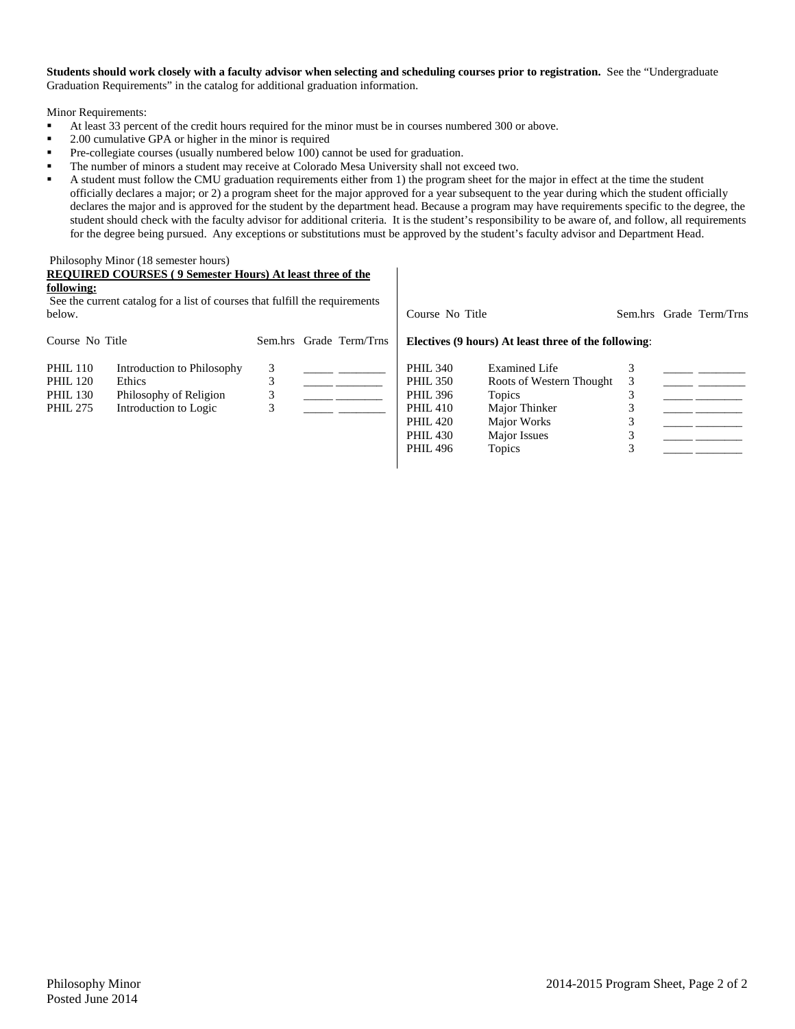**Students should work closely with a faculty advisor when selecting and scheduling courses prior to registration.** See the "Undergraduate Graduation Requirements" in the catalog for additional graduation information.

Minor Requirements:

- At least 33 percent of the credit hours required for the minor must be in courses numbered 300 or above.
- 2.00 cumulative GPA or higher in the minor is required
- Pre-collegiate courses (usually numbered below 100) cannot be used for graduation.
- The number of minors a student may receive at Colorado Mesa University shall not exceed two.
- A student must follow the CMU graduation requirements either from 1) the program sheet for the major in effect at the time the student officially declares a major; or 2) a program sheet for the major approved for a year subsequent to the year during which the student officially declares the major and is approved for the student by the department head. Because a program may have requirements specific to the degree, the student should check with the faculty advisor for additional criteria. It is the student's responsibility to be aware of, and follow, all requirements for the degree being pursued. Any exceptions or substitutions must be approved by the student's faculty advisor and Department Head.

Philosophy Minor (18 semester hours)

**REQUIRED COURSES ( 9 Semester Hours) At least three of the following:**

See the current catalog for a list of courses that fulfill the requirements below.

| Course No | Title | Sem.hrs | Grade | Term/Trns |
|---|---|---|---|---|
| PHIL 110 | Introduction to Philosophy | 3 | _____ | ________ |
| PHIL 120 | Ethics | 3 | _____ | ________ |
| PHIL 130 | Philosophy of Religion | 3 | _____ | ________ |
| PHIL 275 | Introduction to Logic | 3 | _____ | ________ |

**Electives (9 hours) At least three of the following**:

| Course No | Title | Sem.hrs | Grade | Term/Trns |
|---|---|---|---|---|
| PHIL 340 | Examined Life | 3 | _____ | ________ |
| PHIL 350 | Roots of Western Thought | 3 | _____ | ________ |
| PHIL 396 | Topics | 3 | _____ | ________ |
| PHIL 410 | Major Thinker | 3 | _____ | ________ |
| PHIL 420 | Major Works | 3 | _____ | ________ |
| PHIL 430 | Major Issues | 3 | _____ | ________ |
| PHIL 496 | Topics | 3 | _____ | ________ |